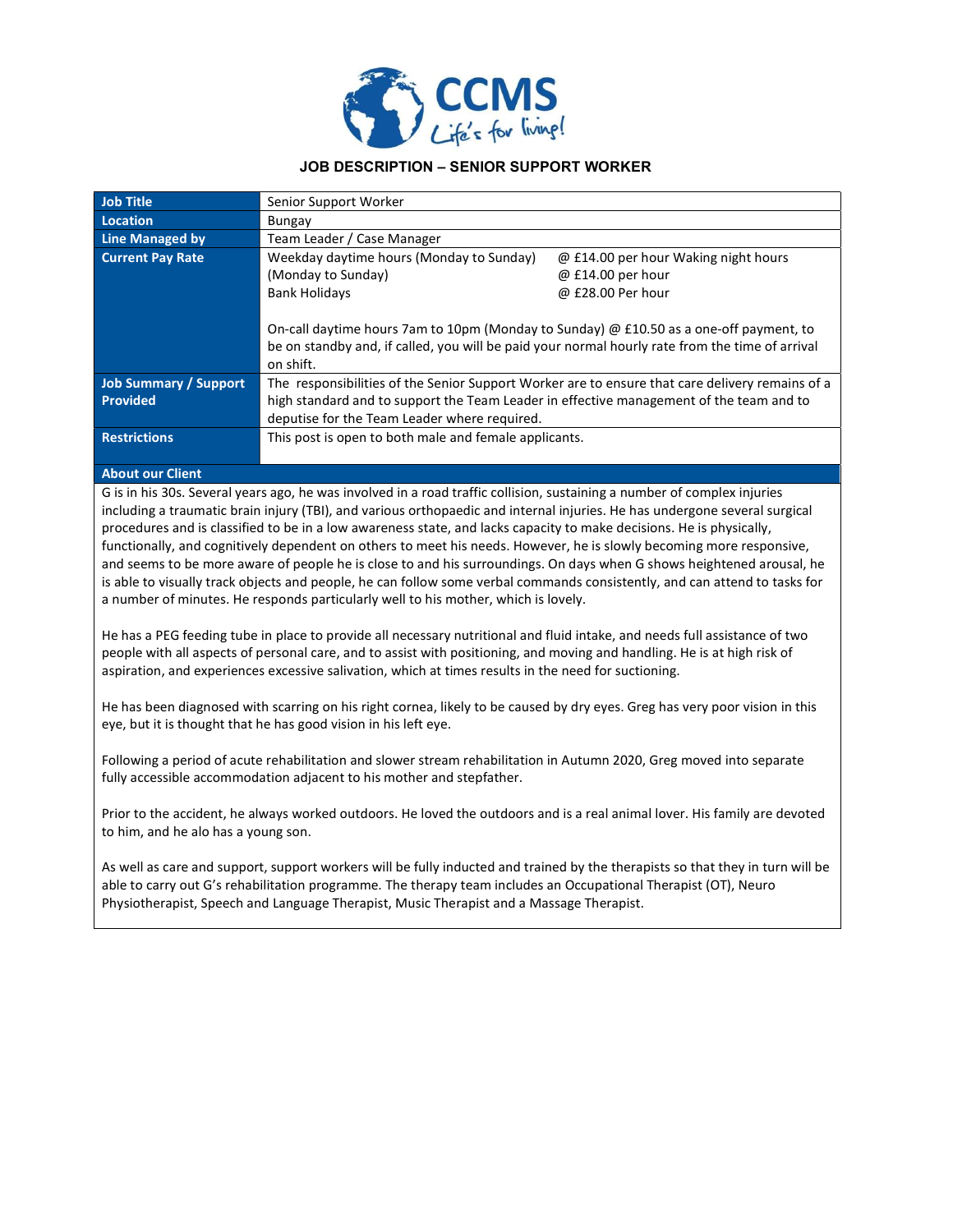CCMS

Life's for living!

# JOB DESCRIPTION – SENIOR SUPPORT WORKER

| Job Title | Senior Support Worker |
|---|---|
| Location | Bungay |
| Line Managed by | Team Leader / Case Manager |
| Current Pay Rate | Weekday daytime hours (Monday to Sunday) @ £14.00 per hour Waking night hours (Monday to Sunday) @ £14.00 per hour Bank Holidays @ £28.00 Per hour<br><br>On-call daytime hours 7am to 10pm (Monday to Sunday) @ £10.50 as a one-off payment, to be on standby and, if called, you will be paid your normal hourly rate from the time of arrival on shift. |
| Job Summary / Support Provided | The responsibilities of the Senior Support Worker are to ensure that care delivery remains of a high standard and to support the Team Leader in effective management of the team and to deputise for the Team Leader where required. |
| Restrictions | This post is open to both male and female applicants. |

## About our Client

G is in his 30s. Several years ago, he was involved in a road traffic collision, sustaining a number of complex injuries including a traumatic brain injury (TBI), and various orthopaedic and internal injuries. He has undergone several surgical procedures and is classified to be in a low awareness state, and lacks capacity to make decisions. He is physically, functionally, and cognitively dependent on others to meet his needs. However, he is slowly becoming more responsive, and seems to be more aware of people he is close to and his surroundings. On days when G shows heightened arousal, he is able to visually track objects and people, he can follow some verbal commands consistently, and can attend to tasks for a number of minutes. He responds particularly well to his mother, which is lovely.

He has a PEG feeding tube in place to provide all necessary nutritional and fluid intake, and needs full assistance of two people with all aspects of personal care, and to assist with positioning, and moving and handling. He is at high risk of aspiration, and experiences excessive salivation, which at times results in the need for suctioning.

He has been diagnosed with scarring on his right cornea, likely to be caused by dry eyes. Greg has very poor vision in this eye, but it is thought that he has good vision in his left eye.

Following a period of acute rehabilitation and slower stream rehabilitation in Autumn 2020, Greg moved into separate fully accessible accommodation adjacent to his mother and stepfather.

Prior to the accident, he always worked outdoors. He loved the outdoors and is a real animal lover. His family are devoted to him, and he alo has a young son.

As well as care and support, support workers will be fully inducted and trained by the therapists so that they in turn will be able to carry out G's rehabilitation programme. The therapy team includes an Occupational Therapist (OT), Neuro Physiotherapist, Speech and Language Therapist, Music Therapist and a Massage Therapist.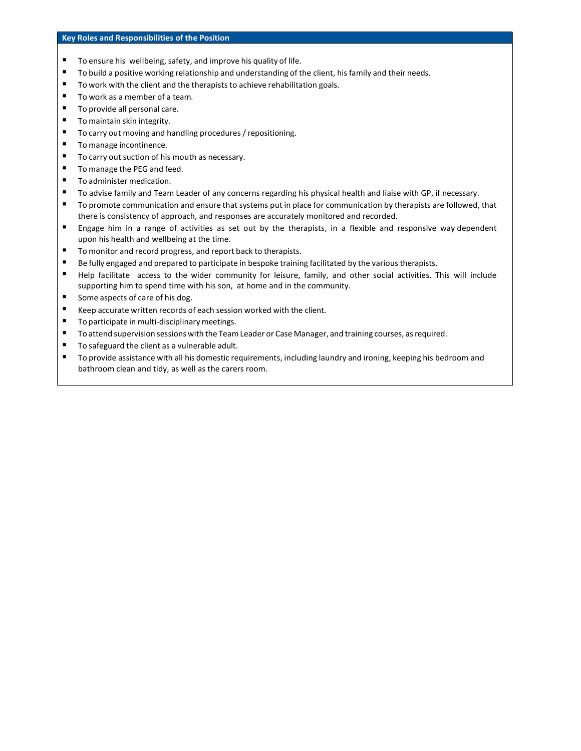## Key Roles and Responsibilities of the Position

- To ensure his wellbeing, safety, and improve his quality of life.
- To build a positive working relationship and understanding of the client, his family and their needs.
- To work with the client and the therapists to achieve rehabilitation goals.
- To work as a member of a team.
- To provide all personal care.
- To maintain skin integrity.
- To carry out moving and handling procedures / repositioning.
- To manage incontinence.
- To carry out suction of his mouth as necessary.
- To manage the PEG and feed.
- To administer medication.
- To advise family and Team Leader of any concerns regarding his physical health and liaise with GP, if necessary.
- To promote communication and ensure that systems put in place for communication by therapists are followed, that there is consistency of approach, and responses are accurately monitored and recorded.
- Engage him in a range of activities as set out by the therapists, in a flexible and responsive way dependent upon his health and wellbeing at the time.
- To monitor and record progress, and report back to therapists.
- Be fully engaged and prepared to participate in bespoke training facilitated by the various therapists.
- Help facilitate access to the wider community for leisure, family, and other social activities. This will include supporting him to spend time with his son, at home and in the community.
- Some aspects of care of his dog.
- Keep accurate written records of each session worked with the client.
- To participate in multi-disciplinary meetings.
- To attend supervision sessions with the Team Leader or Case Manager, and training courses, as required.
- To safeguard the client as a vulnerable adult.
- To provide assistance with all his domestic requirements, including laundry and ironing, keeping his bedroom and bathroom clean and tidy, as well as the carers room.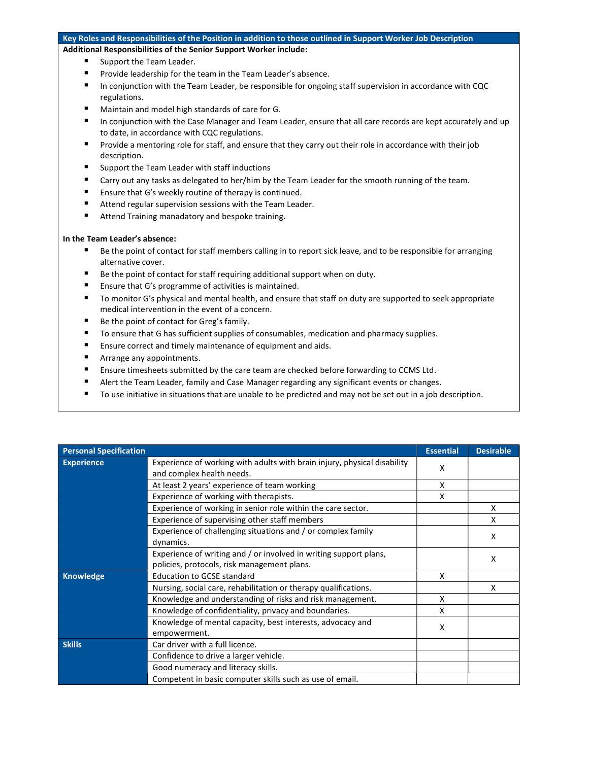## Key Roles and Responsibilities of the Position in addition to those outlined in Support Worker Job Description

**Additional Responsibilities of the Senior Support Worker include:**

- Support the Team Leader.
- Provide leadership for the team in the Team Leader's absence.
- In conjunction with the Team Leader, be responsible for ongoing staff supervision in accordance with CQC regulations.
- Maintain and model high standards of care for G.
- In conjunction with the Case Manager and Team Leader, ensure that all care records are kept accurately and up to date, in accordance with CQC regulations.
- Provide a mentoring role for staff, and ensure that they carry out their role in accordance with their job description.
- Support the Team Leader with staff inductions
- Carry out any tasks as delegated to her/him by the Team Leader for the smooth running of the team.
- Ensure that G's weekly routine of therapy is continued.
- Attend regular supervision sessions with the Team Leader.
- Attend Training manadatory and bespoke training.

**In the Team Leader's absence:**

- Be the point of contact for staff members calling in to report sick leave, and to be responsible for arranging alternative cover.
- Be the point of contact for staff requiring additional support when on duty.
- Ensure that G's programme of activities is maintained.
- To monitor G's physical and mental health, and ensure that staff on duty are supported to seek appropriate medical intervention in the event of a concern.
- Be the point of contact for Greg's family.
- To ensure that G has sufficient supplies of consumables, medication and pharmacy supplies.
- Ensure correct and timely maintenance of equipment and aids.
- Arrange any appointments.
- Ensure timesheets submitted by the care team are checked before forwarding to CCMS Ltd.
- Alert the Team Leader, family and Case Manager regarding any significant events or changes.
- To use initiative in situations that are unable to be predicted and may not be set out in a job description.

| Personal Specification | | Essential | Desirable |
|---|---|---|---|
| **Experience** | Experience of working with adults with brain injury, physical disability and complex health needs. | X | |
| | At least 2 years' experience of team working | X | |
| | Experience of working with therapists. | X | |
| | Experience of working in senior role within the care sector. | | X |
| | Experience of supervising other staff members | | X |
| | Experience of challenging situations and / or complex family dynamics. | | X |
| | Experience of writing and / or involved in writing support plans, policies, protocols, risk management plans. | | X |
| **Knowledge** | Education to GCSE standard | X | |
| | Nursing, social care, rehabilitation or therapy qualifications. | | X |
| | Knowledge and understanding of risks and risk management. | X | |
| | Knowledge of confidentiality, privacy and boundaries. | X | |
| | Knowledge of mental capacity, best interests, advocacy and empowerment. | X | |
| **Skills** | Car driver with a full licence. | | |
| | Confidence to drive a larger vehicle. | | |
| | Good numeracy and literacy skills. | | |
| | Competent in basic computer skills such as use of email. | | |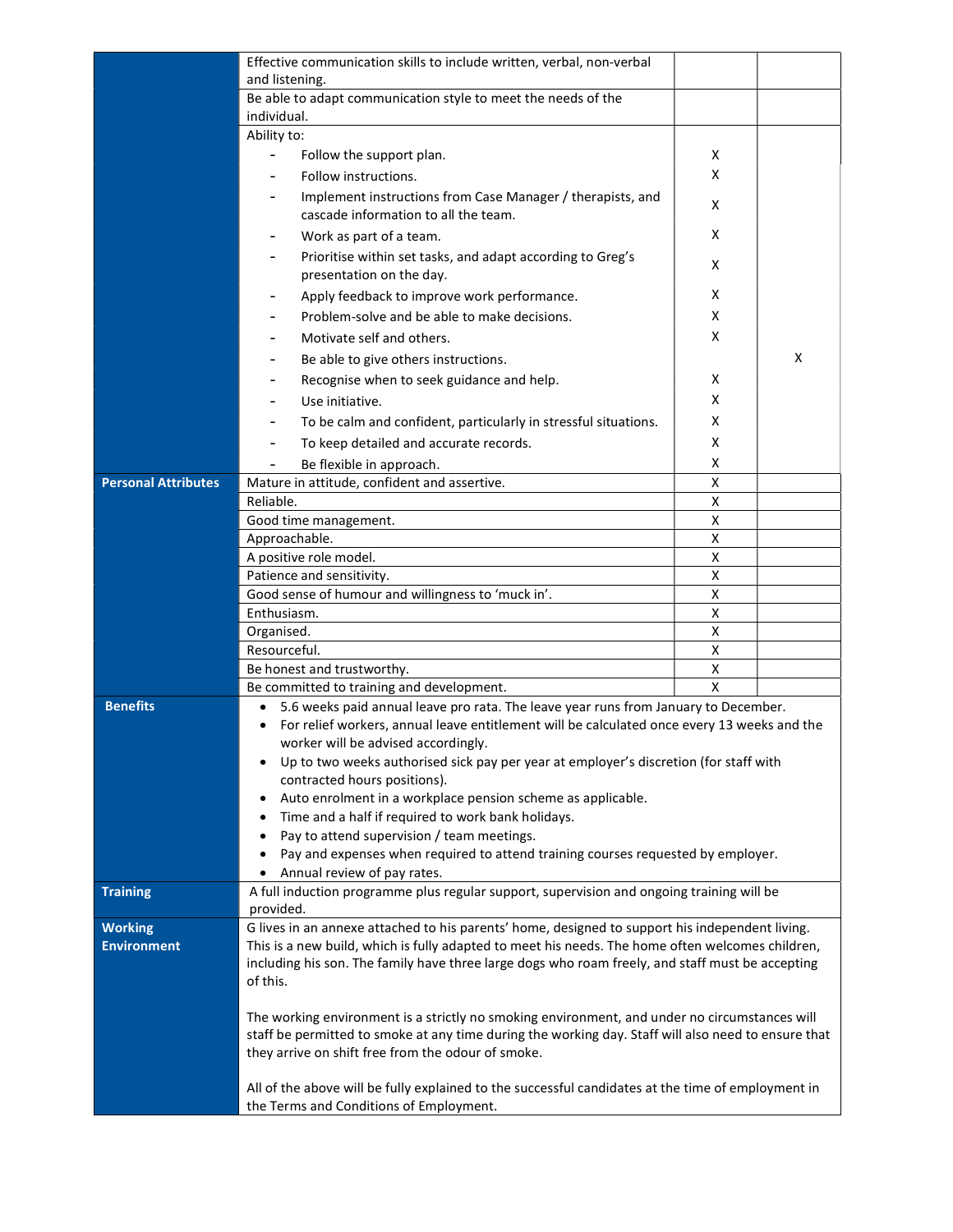| | | | |
|---|---|---|---|
| | Effective communication skills to include written, verbal, non-verbal and listening. | | |
| | Be able to adapt communication style to meet the needs of the individual. | | |
| | Ability to: | | |
| | - Follow the support plan. | X | |
| | - Follow instructions. | X | |
| | - Implement instructions from Case Manager / therapists, and cascade information to all the team. | X | |
| | - Work as part of a team. | X | |
| | - Prioritise within set tasks, and adapt according to Greg's presentation on the day. | X | |
| | - Apply feedback to improve work performance. | X | |
| | - Problem-solve and be able to make decisions. | X | |
| | - Motivate self and others. | X | |
| | - Be able to give others instructions. | | X |
| | - Recognise when to seek guidance and help. | X | |
| | - Use initiative. | X | |
| | - To be calm and confident, particularly in stressful situations. | X | |
| | - To keep detailed and accurate records. | X | |
| | - Be flexible in approach. | X | |
| **Personal Attributes** | Mature in attitude, confident and assertive. | X | |
| | Reliable. | X | |
| | Good time management. | X | |
| | Approachable. | X | |
| | A positive role model. | X | |
| | Patience and sensitivity. | X | |
| | Good sense of humour and willingness to 'muck in'. | X | |
| | Enthusiasm. | X | |
| | Organised. | X | |
| | Resourceful. | X | |
| | Be honest and trustworthy. | X | |
| | Be committed to training and development. | X | |
| **Benefits** | • 5.6 weeks paid annual leave pro rata. The leave year runs from January to December.<br>• For relief workers, annual leave entitlement will be calculated once every 13 weeks and the worker will be advised accordingly.<br>• Up to two weeks authorised sick pay per year at employer's discretion (for staff with contracted hours positions).<br>• Auto enrolment in a workplace pension scheme as applicable.<br>• Time and a half if required to work bank holidays.<br>• Pay to attend supervision / team meetings.<br>• Pay and expenses when required to attend training courses requested by employer.<br>• Annual review of pay rates. | | |
| **Training** | A full induction programme plus regular support, supervision and ongoing training will be provided. | | |
| **Working Environment** | G lives in an annexe attached to his parents' home, designed to support his independent living. This is a new build, which is fully adapted to meet his needs. The home often welcomes children, including his son. The family have three large dogs who roam freely, and staff must be accepting of this.<br><br>The working environment is a strictly no smoking environment, and under no circumstances will staff be permitted to smoke at any time during the working day. Staff will also need to ensure that they arrive on shift free from the odour of smoke.<br><br>All of the above will be fully explained to the successful candidates at the time of employment in the Terms and Conditions of Employment. | | |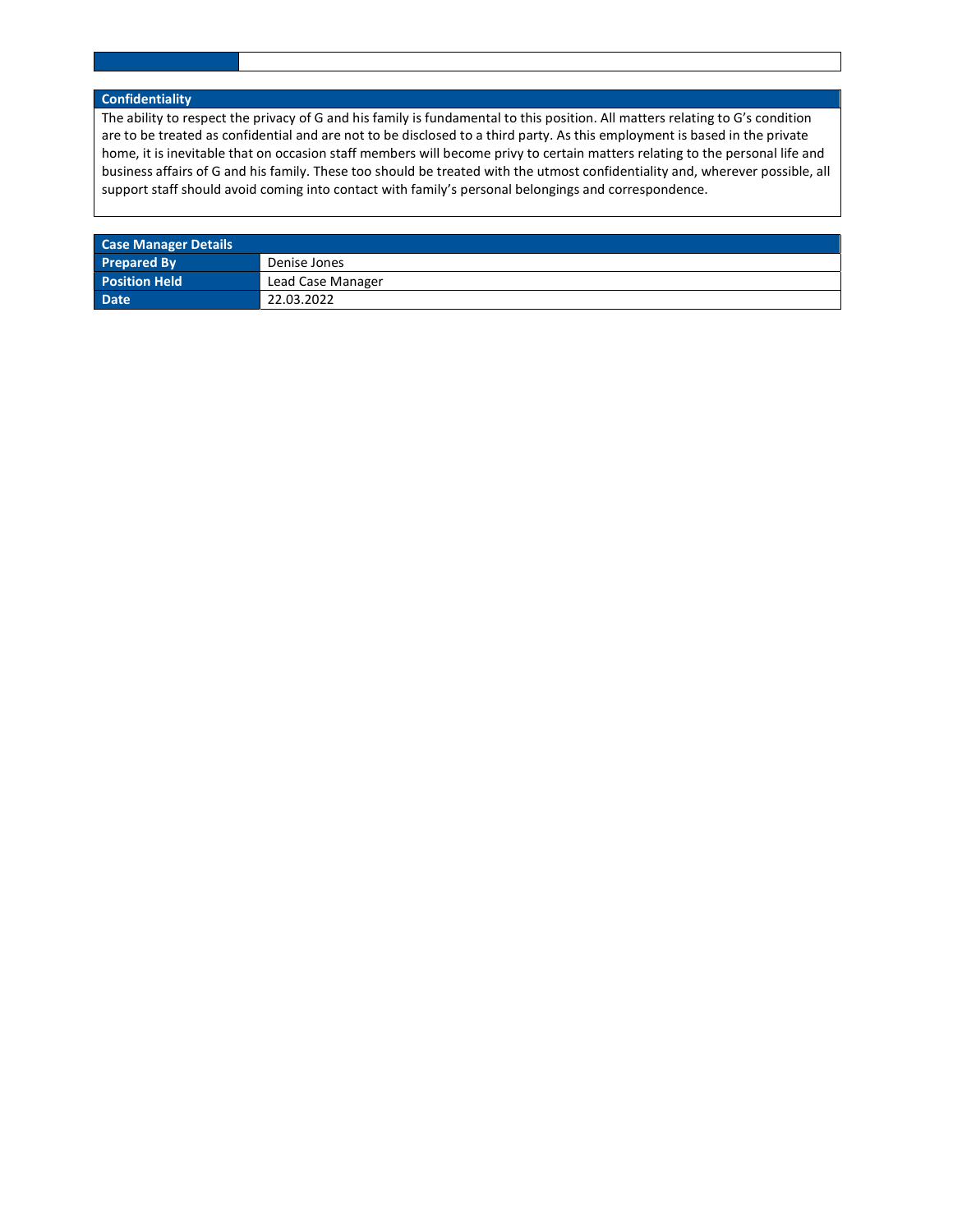## Confidentiality

The ability to respect the privacy of G and his family is fundamental to this position. All matters relating to G's condition are to be treated as confidential and are not to be disclosed to a third party. As this employment is based in the private home, it is inevitable that on occasion staff members will become privy to certain matters relating to the personal life and business affairs of G and his family. These too should be treated with the utmost confidentiality and, wherever possible, all support staff should avoid coming into contact with family's personal belongings and correspondence.

| Case Manager Details | |
|---|---|
| **Prepared By** | Denise Jones |
| **Position Held** | Lead Case Manager |
| **Date** | 22.03.2022 |